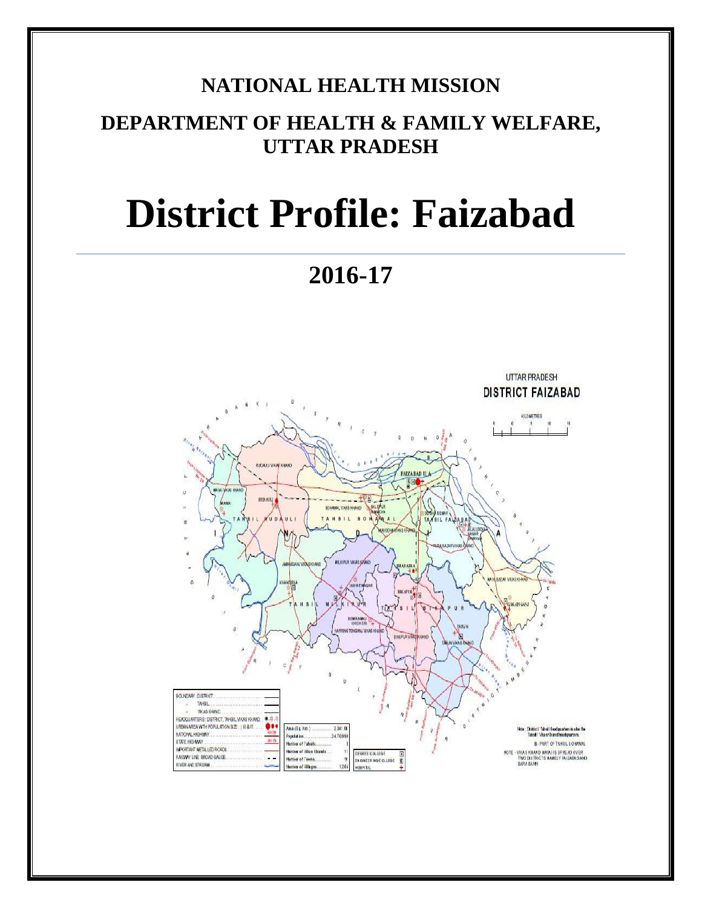# NATIONAL HEALTH MISSION

## DEPARTMENT OF HEALTH & FAMILY WELFARE, UTTAR PRADESH

# District Profile: Faizabad

## 2016-17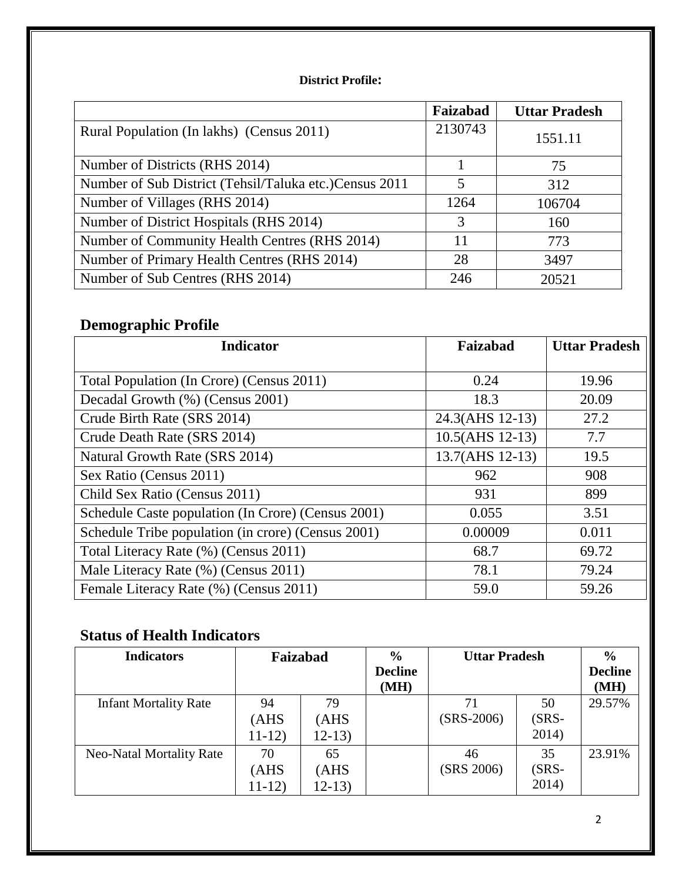**District Profile:**

| | Faizabad | Uttar Pradesh |
|---|---|---|
| Rural Population (In lakhs) (Census 2011) | 2130743 | 1551.11 |
| Number of Districts (RHS 2014) | 1 | 75 |
| Number of Sub District (Tehsil/Taluka etc.)Census 2011 | 5 | 312 |
| Number of Villages (RHS 2014) | 1264 | 106704 |
| Number of District Hospitals (RHS 2014) | 3 | 160 |
| Number of Community Health Centres (RHS 2014) | 11 | 773 |
| Number of Primary Health Centres (RHS 2014) | 28 | 3497 |
| Number of Sub Centres (RHS 2014) | 246 | 20521 |

## Demographic Profile

| Indicator | Faizabad | Uttar Pradesh |
|---|---|---|
| Total Population (In Crore) (Census 2011) | 0.24 | 19.96 |
| Decadal Growth (%) (Census 2001) | 18.3 | 20.09 |
| Crude Birth Rate (SRS 2014) | 24.3(AHS 12-13) | 27.2 |
| Crude Death Rate (SRS 2014) | 10.5(AHS 12-13) | 7.7 |
| Natural Growth Rate (SRS 2014) | 13.7(AHS 12-13) | 19.5 |
| Sex Ratio (Census 2011) | 962 | 908 |
| Child Sex Ratio (Census 2011) | 931 | 899 |
| Schedule Caste population (In Crore) (Census 2001) | 0.055 | 3.51 |
| Schedule Tribe population (in crore) (Census 2001) | 0.00009 | 0.011 |
| Total Literacy Rate (%) (Census 2011) | 68.7 | 69.72 |
| Male Literacy Rate (%) (Census 2011) | 78.1 | 79.24 |
| Female Literacy Rate (%) (Census 2011) | 59.0 | 59.26 |

## Status of Health Indicators

| Indicators | Faizabad | | % Decline (MH) | Uttar Pradesh | | % Decline (MH) |
|---|---|---|---|---|---|---|
| Infant Mortality Rate | 94 (AHS 11-12) | 79 (AHS 12-13) | | 71 (SRS-2006) | 50 (SRS-2014) | 29.57% |
| Neo-Natal Mortality Rate | 70 (AHS 11-12) | 65 (AHS 12-13) | | 46 (SRS 2006) | 35 (SRS-2014) | 23.91% |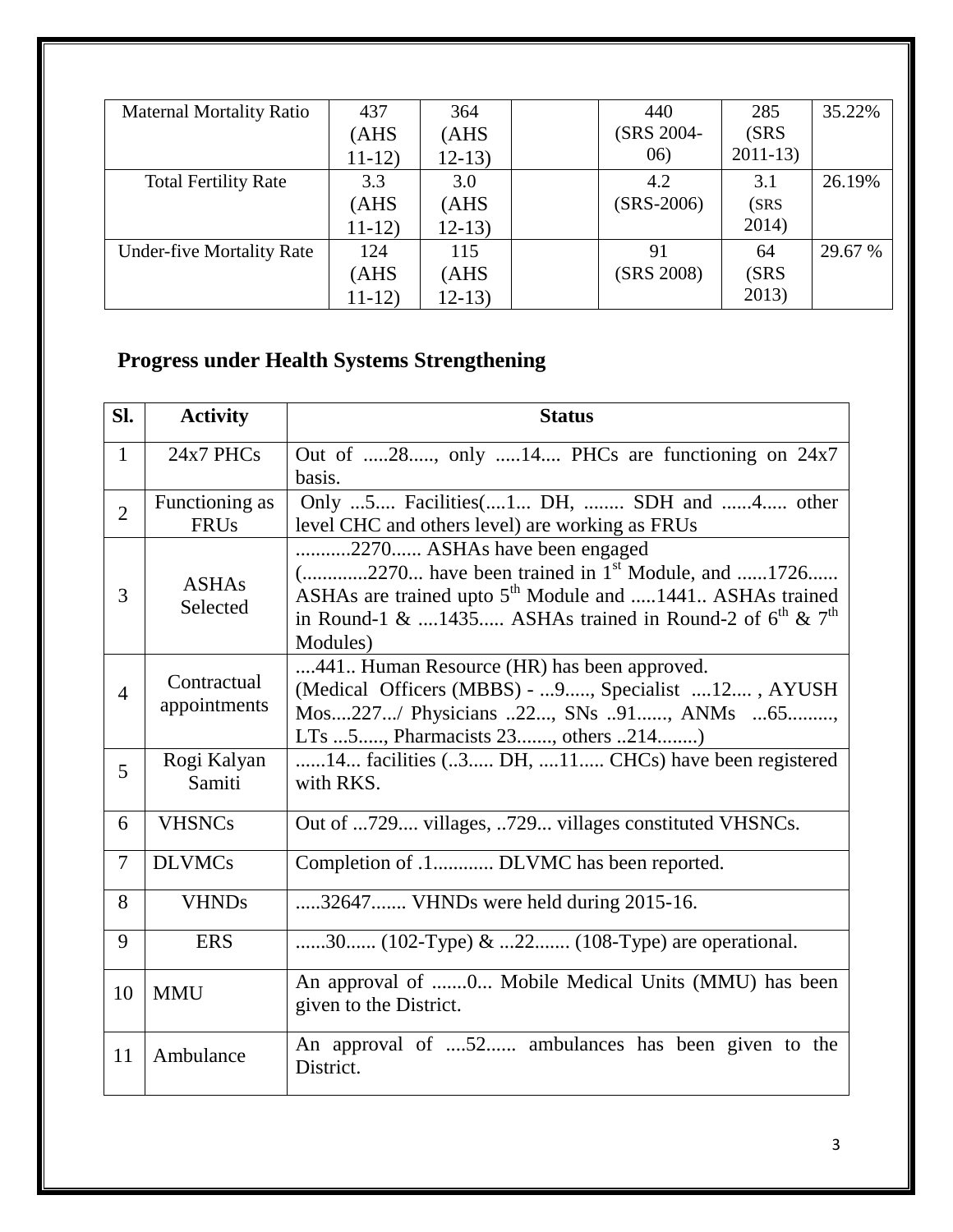| Maternal Mortality Ratio | 437 (AHS 11-12) | 364 (AHS 12-13) | | 440 (SRS 2004-06) | 285 (SRS 2011-13) | 35.22% |
|---|---|---|---|---|---|---|
| Total Fertility Rate | 3.3 (AHS 11-12) | 3.0 (AHS 12-13) | | 4.2 (SRS-2006) | 3.1 (SRS 2014) | 26.19% |
| Under-five Mortality Rate | 124 (AHS 11-12) | 115 (AHS 12-13) | | 91 (SRS 2008) | 64 (SRS 2013) | 29.67 % |

## Progress under Health Systems Strengthening

| Sl. | Activity | Status |
|---|---|---|
| 1 | 24x7 PHCs | Out of .....28....., only .....14.... PHCs are functioning on 24x7 basis. |
| 2 | Functioning as FRUs | Only ...5.... Facilities(....1... DH, ........ SDH and ......4..... other level CHC and others level) are working as FRUs |
| 3 | ASHAs Selected | ...........2270...... ASHAs have been engaged (............2270... have been trained in 1st Module, and ......1726...... ASHAs are trained upto 5th Module and .....1441.. ASHAs trained in Round-1 & ....1435..... ASHAs trained in Round-2 of 6th & 7th Modules) |
| 4 | Contractual appointments | ....441.. Human Resource (HR) has been approved. (Medical Officers (MBBS) - ...9....., Specialist ....12.... , AYUSH Mos....227.../ Physicians ..22..., SNs ..91......, ANMs ...65........., LTs ...5....., Pharmacists 23......., others ..214........) |
| 5 | Rogi Kalyan Samiti | ......14... facilities (..3..... DH, ....11..... CHCs) have been registered with RKS. |
| 6 | VHSNCs | Out of ...729.... villages, ..729... villages constituted VHSNCs. |
| 7 | DLVMCs | Completion of .1............ DLVMC has been reported. |
| 8 | VHNDs | .....32647....... VHNDs were held during 2015-16. |
| 9 | ERS | ......30...... (102-Type) & ...22....... (108-Type) are operational. |
| 10 | MMU | An approval of .......0... Mobile Medical Units (MMU) has been given to the District. |
| 11 | Ambulance | An approval of ....52...... ambulances has been given to the District. |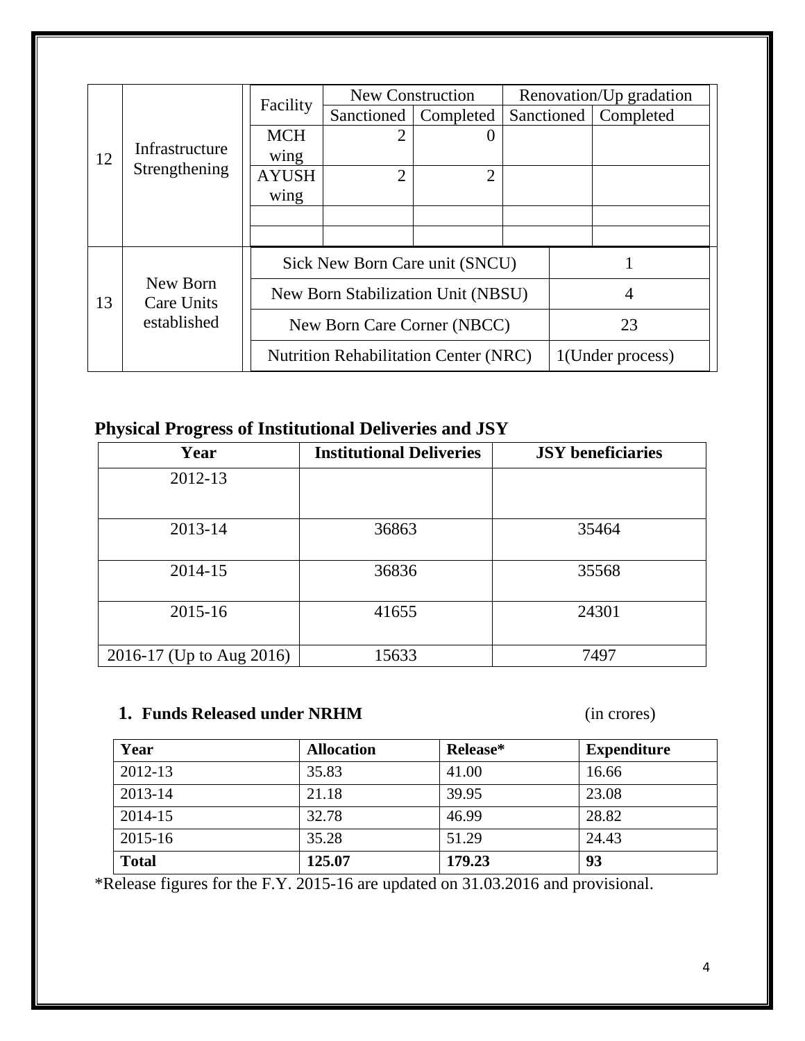| | | | | | | |
|---|---|---|---|---|---|---|
| 12 | Infrastructure Strengthening | Facility | New Construction | | Renovation/Up gradation | |
| | | | Sanctioned | Completed | Sanctioned | Completed |
| | | MCH wing | 2 | 0 | | |
| | | AYUSH wing | 2 | 2 | | |
| | | | | | | |
| | | | | | | |
| 13 | New Born Care Units established | Sick New Born Care unit (SNCU) | | | 1 | |
| | | New Born Stabilization Unit (NBSU) | | | 4 | |
| | | New Born Care Corner (NBCC) | | | 23 | |
| | | Nutrition Rehabilitation Center (NRC) | | | 1(Under process) | |

## Physical Progress of Institutional Deliveries and JSY

| Year | Institutional Deliveries | JSY beneficiaries |
|---|---|---|
| 2012-13 | | |
| 2013-14 | 36863 | 35464 |
| 2014-15 | 36836 | 35568 |
| 2015-16 | 41655 | 24301 |
| 2016-17 (Up to Aug 2016) | 15633 | 7497 |

### 1. Funds Released under NRHM (in crores)

| Year | Allocation | Release* | Expenditure |
|---|---|---|---|
| 2012-13 | 35.83 | 41.00 | 16.66 |
| 2013-14 | 21.18 | 39.95 | 23.08 |
| 2014-15 | 32.78 | 46.99 | 28.82 |
| 2015-16 | 35.28 | 51.29 | 24.43 |
| **Total** | **125.07** | **179.23** | **93** |

*Release figures for the F.Y. 2015-16 are updated on 31.03.2016 and provisional.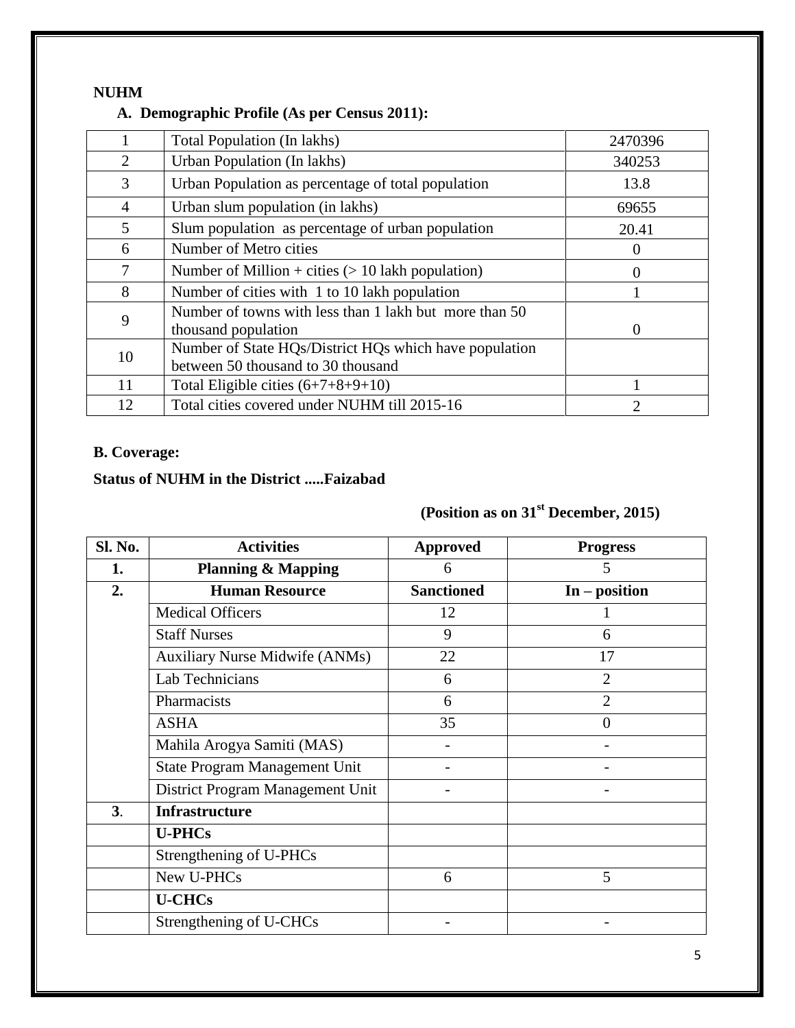**NUHM**

**A. Demographic Profile (As per Census 2011):**

| | | |
|---|---|---|
| 1 | Total Population (In lakhs) | 2470396 |
| 2 | Urban Population (In lakhs) | 340253 |
| 3 | Urban Population as percentage of total population | 13.8 |
| 4 | Urban slum population (in lakhs) | 69655 |
| 5 | Slum population as percentage of urban population | 20.41 |
| 6 | Number of Metro cities | 0 |
| 7 | Number of Million + cities (> 10 lakh population) | 0 |
| 8 | Number of cities with 1 to 10 lakh population | 1 |
| 9 | Number of towns with less than 1 lakh but more than 50 thousand population | 0 |
| 10 | Number of State HQs/District HQs which have population between 50 thousand to 30 thousand | |
| 11 | Total Eligible cities (6+7+8+9+10) | 1 |
| 12 | Total cities covered under NUHM till 2015-16 | 2 |

**B. Coverage:**

**Status of NUHM in the District .....Faizabad**

**(Position as on 31st December, 2015)**

| Sl. No. | Activities | Approved | Progress |
|---|---|---|---|
| **1.** | **Planning & Mapping** | 6 | 5 |
| **2.** | **Human Resource** | **Sanctioned** | **In – position** |
| | Medical Officers | 12 | 1 |
| | Staff Nurses | 9 | 6 |
| | Auxiliary Nurse Midwife (ANMs) | 22 | 17 |
| | Lab Technicians | 6 | 2 |
| | Pharmacists | 6 | 2 |
| | ASHA | 35 | 0 |
| | Mahila Arogya Samiti (MAS) | - | - |
| | State Program Management Unit | - | - |
| | District Program Management Unit | - | - |
| **3**. | **Infrastructure** | | |
| | **U-PHCs** | | |
| | Strengthening of U-PHCs | | |
| | New U-PHCs | 6 | 5 |
| | **U-CHCs** | | |
| | Strengthening of U-CHCs | - | - |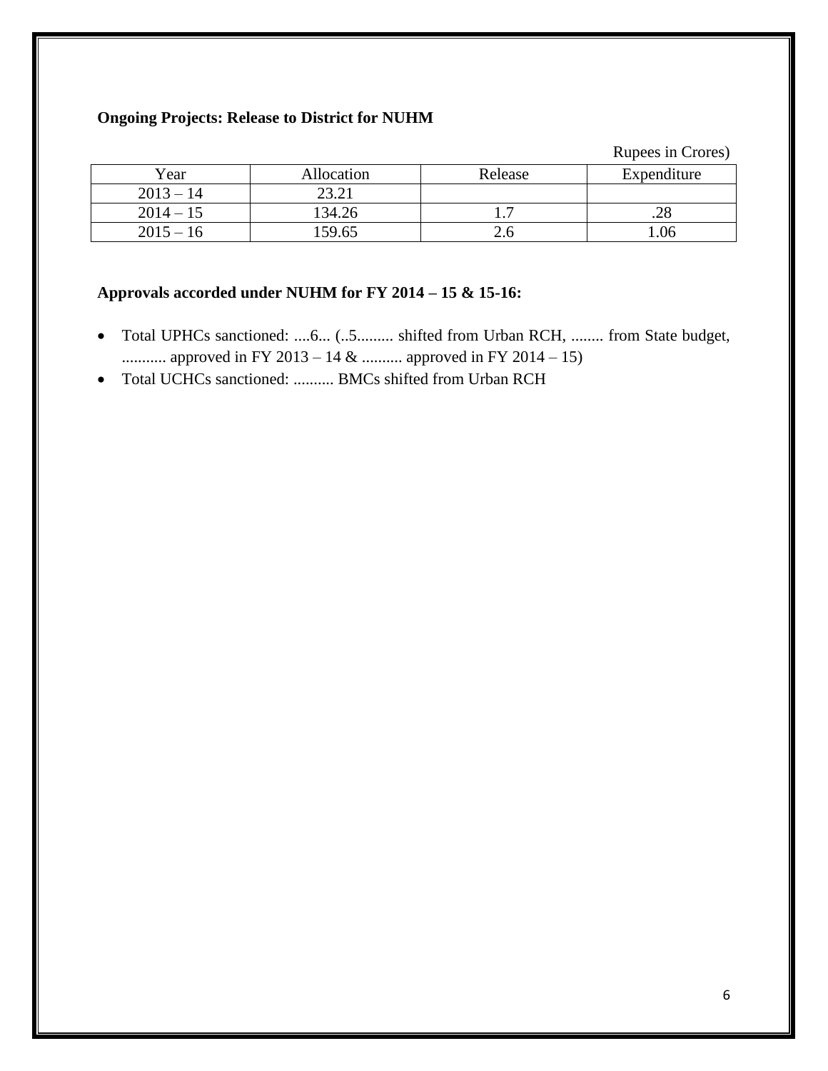**Ongoing Projects: Release to District for NUHM**

Rupees in Crores)

| Year | Allocation | Release | Expenditure |
|---|---|---|---|
| 2013 – 14 | 23.21 | | |
| 2014 – 15 | 134.26 | 1.7 | .28 |
| 2015 – 16 | 159.65 | 2.6 | 1.06 |

**Approvals accorded under NUHM for FY 2014 – 15 & 15-16:**

- Total UPHCs sanctioned: ....6... (..5......... shifted from Urban RCH, ........ from State budget, ........... approved in FY 2013 – 14 & .......... approved in FY 2014 – 15)
- Total UCHCs sanctioned: .......... BMCs shifted from Urban RCH